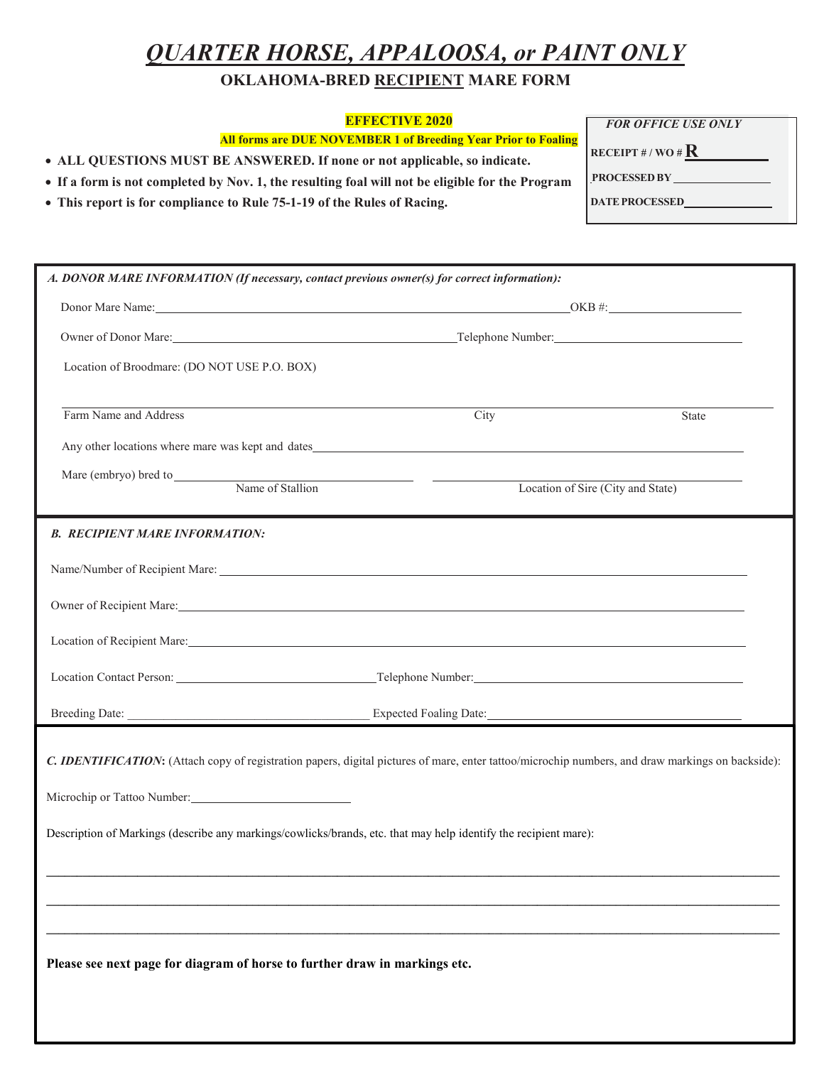# *QUARTER HORSE, APPALOOSA, or PAINT ONLY*

## OKLAHOMA-BRED RECIPIENT MARE FORM

**EFFECTIVE 2020**

**All forms are DUE NOVEMBER 1 of Breeding Year Prior to Foaling**

- **ALL QUESTIONS MUST BE ANSWERED. If none or not applicable, so indicate.**
- **If a form is not completed by Nov. 1, the resulting foal will not be eligible for the Program**
- **This report is for compliance to Rule 75-1-19 of the Rules of Racing.**

| *FOR OFFICE USE ONLY* |
|---|
| **RECEIPT # / WO # R** ________ |
| **PROCESSED BY** ________ |
| **DATE PROCESSED** ________ |

***A. DONOR MARE INFORMATION (If necessary, contact previous owner(s) for correct information):***

Donor Mare Name: ______________________ OKB #: ____________

Owner of Donor Mare: ______________________ Telephone Number: ____________

Location of Broodmare: (DO NOT USE P.O. BOX)

______________________________________________

Farm Name and Address | City | State

Any other locations where mare was kept and dates ______________________

Mare (embryo) bred to ______________________ ______________________

Name of Stallion | Location of Sire (City and State)

***B. RECIPIENT MARE INFORMATION:***

Name/Number of Recipient Mare: ______________________

Owner of Recipient Mare: ______________________

Location of Recipient Mare: ______________________

Location Contact Person: ______________________ Telephone Number: ______________________

Breeding Date: ______________________ Expected Foaling Date: ______________________

***C. IDENTIFICATION*****:** (Attach copy of registration papers, digital pictures of mare, enter tattoo/microchip numbers, and draw markings on backside):

Microchip or Tattoo Number: ______________________

Description of Markings (describe any markings/cowlicks/brands, etc. that may help identify the recipient mare):

______________________________________________

______________________________________________

______________________________________________

**Please see next page for diagram of horse to further draw in markings etc.**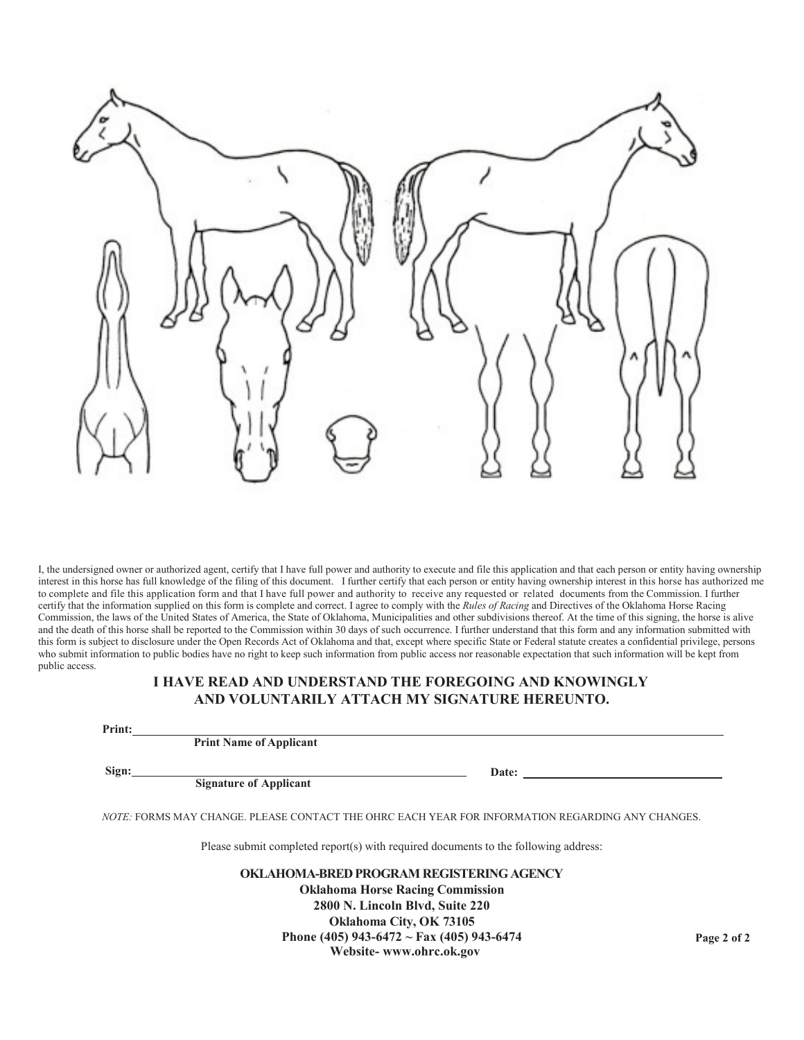I, the undersigned owner or authorized agent, certify that I have full power and authority to execute and file this application and that each person or entity having ownership interest in this horse has full knowledge of the filing of this document. I further certify that each person or entity having ownership interest in this horse has authorized me to complete and file this application form and that I have full power and authority to receive any requested or related documents from the Commission. I further certify that the information supplied on this form is complete and correct. I agree to comply with the *Rules of Racing* and Directives of the Oklahoma Horse Racing Commission, the laws of the United States of America, the State of Oklahoma, Municipalities and other subdivisions thereof. At the time of this signing, the horse is alive and the death of this horse shall be reported to the Commission within 30 days of such occurrence. I further understand that this form and any information submitted with this form is subject to disclosure under the Open Records Act of Oklahoma and that, except where specific State or Federal statute creates a confidential privilege, persons who submit information to public bodies have no right to keep such information from public access nor reasonable expectation that such information will be kept from public access.

**I HAVE READ AND UNDERSTAND THE FOREGOING AND KNOWINGLY AND VOLUNTARILY ATTACH MY SIGNATURE HEREUNTO.**

**Print:** ______________________________________________

**Print Name of Applicant**

**Sign:** ______________________________ **Date:** ____________________

**Signature of Applicant**

*NOTE:* FORMS MAY CHANGE. PLEASE CONTACT THE OHRC EACH YEAR FOR INFORMATION REGARDING ANY CHANGES.

Please submit completed report(s) with required documents to the following address:

**OKLAHOMA-BRED PROGRAM REGISTERING AGENCY**
**Oklahoma Horse Racing Commission**
**2800 N. Lincoln Blvd, Suite 220**
**Oklahoma City, OK 73105**
**Phone (405) 943-6472 ~ Fax (405) 943-6474**
**Website- www.ohrc.ok.gov**